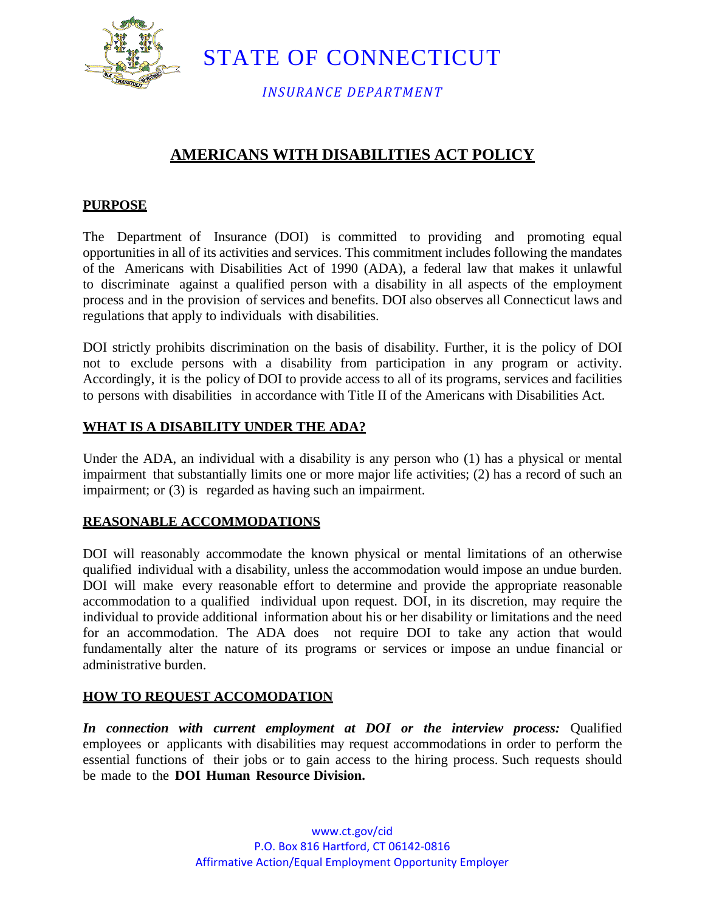# STATE OF CONNECTICUT

*INSURANCE DEPARTMENT*

## AMERICANS WITH DISABILITIES ACT POLICY

### PURPOSE

The Department of Insurance (DOI) is committed to providing and promoting equal opportunities in all of its activities and services. This commitment includes following the mandates of the Americans with Disabilities Act of 1990 (ADA), a federal law that makes it unlawful to discriminate against a qualified person with a disability in all aspects of the employment process and in the provision of services and benefits. DOI also observes all Connecticut laws and regulations that apply to individuals with disabilities.

DOI strictly prohibits discrimination on the basis of disability. Further, it is the policy of DOI not to exclude persons with a disability from participation in any program or activity. Accordingly, it is the policy of DOI to provide access to all of its programs, services and facilities to persons with disabilities in accordance with Title II of the Americans with Disabilities Act.

### WHAT IS A DISABILITY UNDER THE ADA?

Under the ADA, an individual with a disability is any person who (1) has a physical or mental impairment that substantially limits one or more major life activities; (2) has a record of such an impairment; or (3) is regarded as having such an impairment.

### REASONABLE ACCOMMODATIONS

DOI will reasonably accommodate the known physical or mental limitations of an otherwise qualified individual with a disability, unless the accommodation would impose an undue burden. DOI will make every reasonable effort to determine and provide the appropriate reasonable accommodation to a qualified individual upon request. DOI, in its discretion, may require the individual to provide additional information about his or her disability or limitations and the need for an accommodation. The ADA does not require DOI to take any action that would fundamentally alter the nature of its programs or services or impose an undue financial or administrative burden.

### HOW TO REQUEST ACCOMODATION

***In connection with current employment at DOI or the interview process:*** Qualified employees or applicants with disabilities may request accommodations in order to perform the essential functions of their jobs or to gain access to the hiring process. Such requests should be made to the **DOI Human Resource Division.**

www.ct.gov/cid
P.O. Box 816 Hartford, CT 06142-0816
Affirmative Action/Equal Employment Opportunity Employer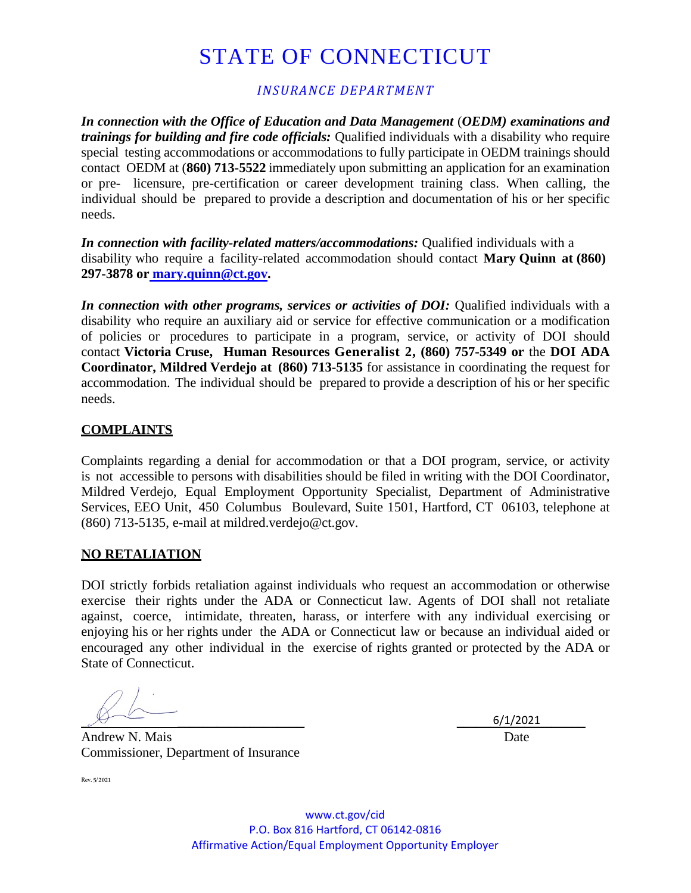# STATE OF CONNECTICUT

## *INSURANCE DEPARTMENT*

***In connection with the Office of Education and Data Management (OEDM) examinations and trainings for building and fire code officials:*** Qualified individuals with a disability who require special testing accommodations or accommodations to fully participate in OEDM trainings should contact OEDM at (**860) 713-5522** immediately upon submitting an application for an examination or pre- licensure, pre-certification or career development training class. When calling, the individual should be prepared to provide a description and documentation of his or her specific needs.

***In connection with facility-related matters/accommodations:*** Qualified individuals with a disability who require a facility-related accommodation should contact **Mary Quinn at (860) 297-3878 or mary.quinn@ct.gov.**

***In connection with other programs, services or activities of DOI:*** Qualified individuals with a disability who require an auxiliary aid or service for effective communication or a modification of policies or procedures to participate in a program, service, or activity of DOI should contact **Victoria Cruse, Human Resources Generalist 2, (860) 757-5349 or** the **DOI ADA Coordinator, Mildred Verdejo at (860) 713-5135** for assistance in coordinating the request for accommodation. The individual should be prepared to provide a description of his or her specific needs.

## COMPLAINTS

Complaints regarding a denial for accommodation or that a DOI program, service, or activity is not accessible to persons with disabilities should be filed in writing with the DOI Coordinator, Mildred Verdejo, Equal Employment Opportunity Specialist, Department of Administrative Services, EEO Unit, 450 Columbus Boulevard, Suite 1501, Hartford, CT 06103, telephone at (860) 713-5135, e-mail at mildred.verdejo@ct.gov.

## NO RETALIATION

DOI strictly forbids retaliation against individuals who request an accommodation or otherwise exercise their rights under the ADA or Connecticut law. Agents of DOI shall not retaliate against, coerce, intimidate, threaten, harass, or interfere with any individual exercising or enjoying his or her rights under the ADA or Connecticut law or because an individual aided or encouraged any other individual in the exercise of rights granted or protected by the ADA or State of Connecticut.

Andrew N. Mais
Commissioner, Department of Insurance

6/1/2021
Date

Rev. 5/2021

www.ct.gov/cid
P.O. Box 816 Hartford, CT 06142-0816
Affirmative Action/Equal Employment Opportunity Employer